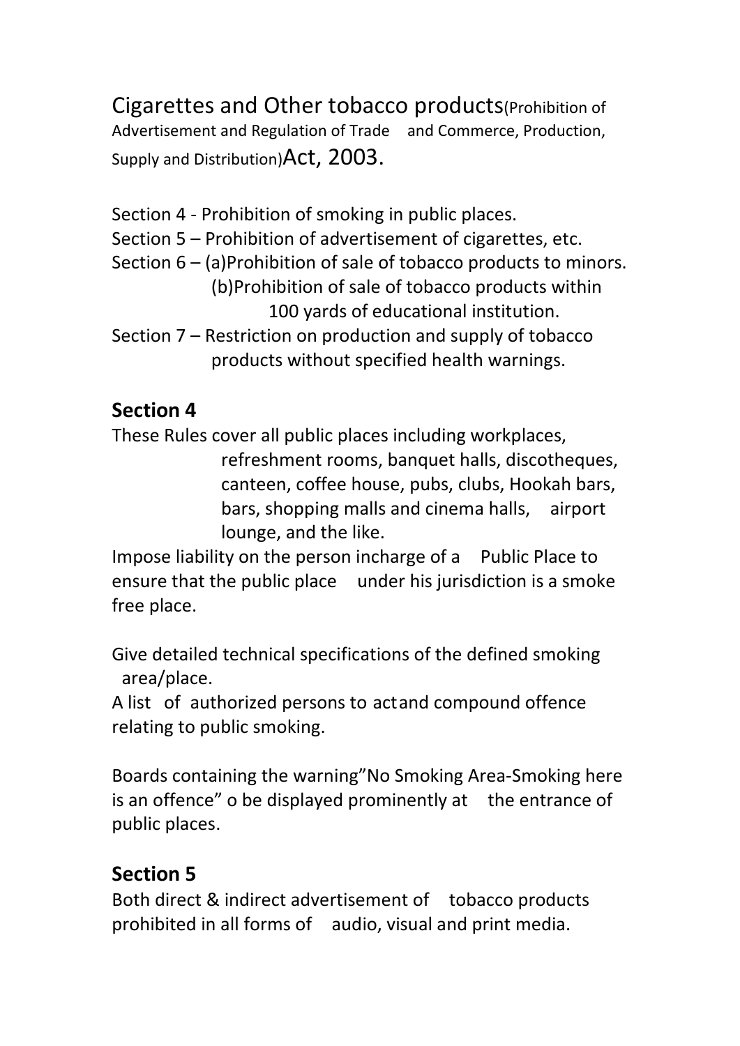# Cigarettes and Other tobacco products(Prohibition of Advertisement and Regulation of Trade and Commerce, Production, Supply and Distribution)Act, 2003.

Section 4 - Prohibition of smoking in public places.
Section 5 – Prohibition of advertisement of cigarettes, etc.
Section 6 – (a)Prohibition of sale of tobacco products to minors.
(b)Prohibition of sale of tobacco products within 100 yards of educational institution.
Section 7 – Restriction on production and supply of tobacco products without specified health warnings.

## Section 4

These Rules cover all public places including workplaces, refreshment rooms, banquet halls, discotheques, canteen, coffee house, pubs, clubs, Hookah bars, bars, shopping malls and cinema halls, airport lounge, and the like.

Impose liability on the person incharge of a Public Place to ensure that the public place under his jurisdiction is a smoke free place.

Give detailed technical specifications of the defined smoking area/place.

A list of authorized persons to actand compound offence relating to public smoking.

Boards containing the warning"No Smoking Area-Smoking here is an offence" o be displayed prominently at the entrance of public places.

## Section 5

Both direct & indirect advertisement of tobacco products prohibited in all forms of audio, visual and print media.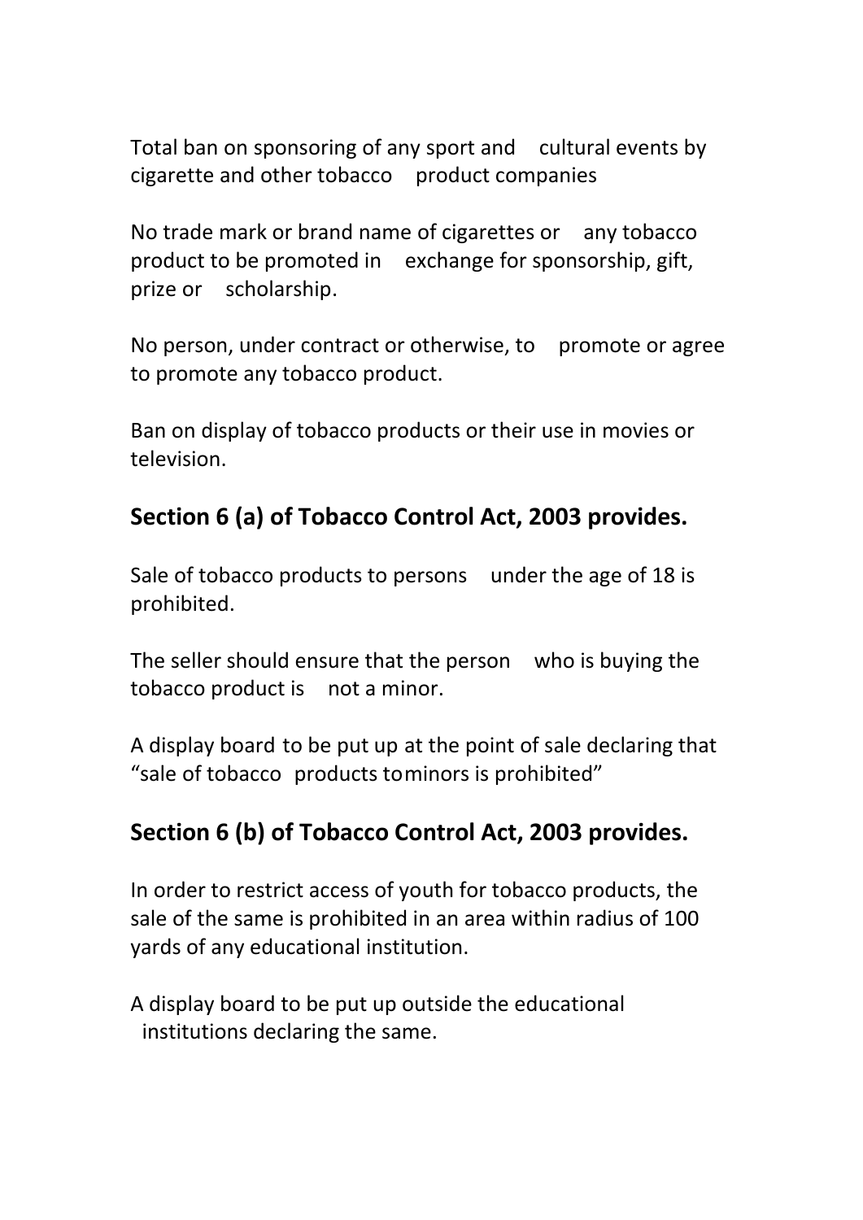Total ban on sponsoring of any sport and cultural events by cigarette and other tobacco product companies

No trade mark or brand name of cigarettes or any tobacco product to be promoted in exchange for sponsorship, gift, prize or scholarship.

No person, under contract or otherwise, to promote or agree to promote any tobacco product.

Ban on display of tobacco products or their use in movies or television.

## Section 6 (a) of Tobacco Control Act, 2003 provides.

Sale of tobacco products to persons under the age of 18 is prohibited.

The seller should ensure that the person who is buying the tobacco product is not a minor.

A display board to be put up at the point of sale declaring that "sale of tobacco products tominors is prohibited"

## Section 6 (b) of Tobacco Control Act, 2003 provides.

In order to restrict access of youth for tobacco products, the sale of the same is prohibited in an area within radius of 100 yards of any educational institution.

A display board to be put up outside the educational institutions declaring the same.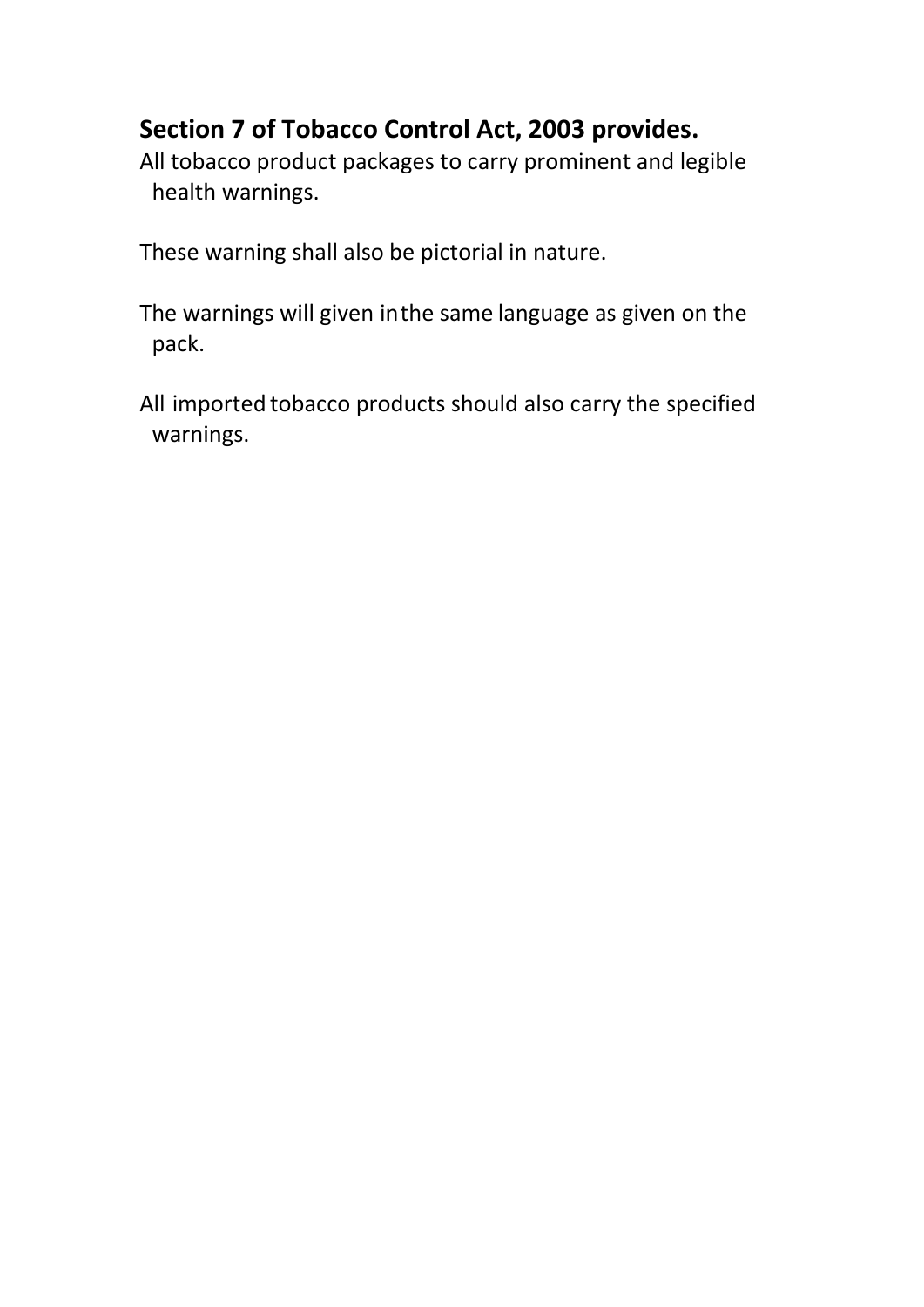**Section 7 of Tobacco Control Act, 2003 provides.**

All tobacco product packages to carry prominent and legible health warnings.

These warning shall also be pictorial in nature.

The warnings will given inthe same language as given on the pack.

All imported tobacco products should also carry the specified warnings.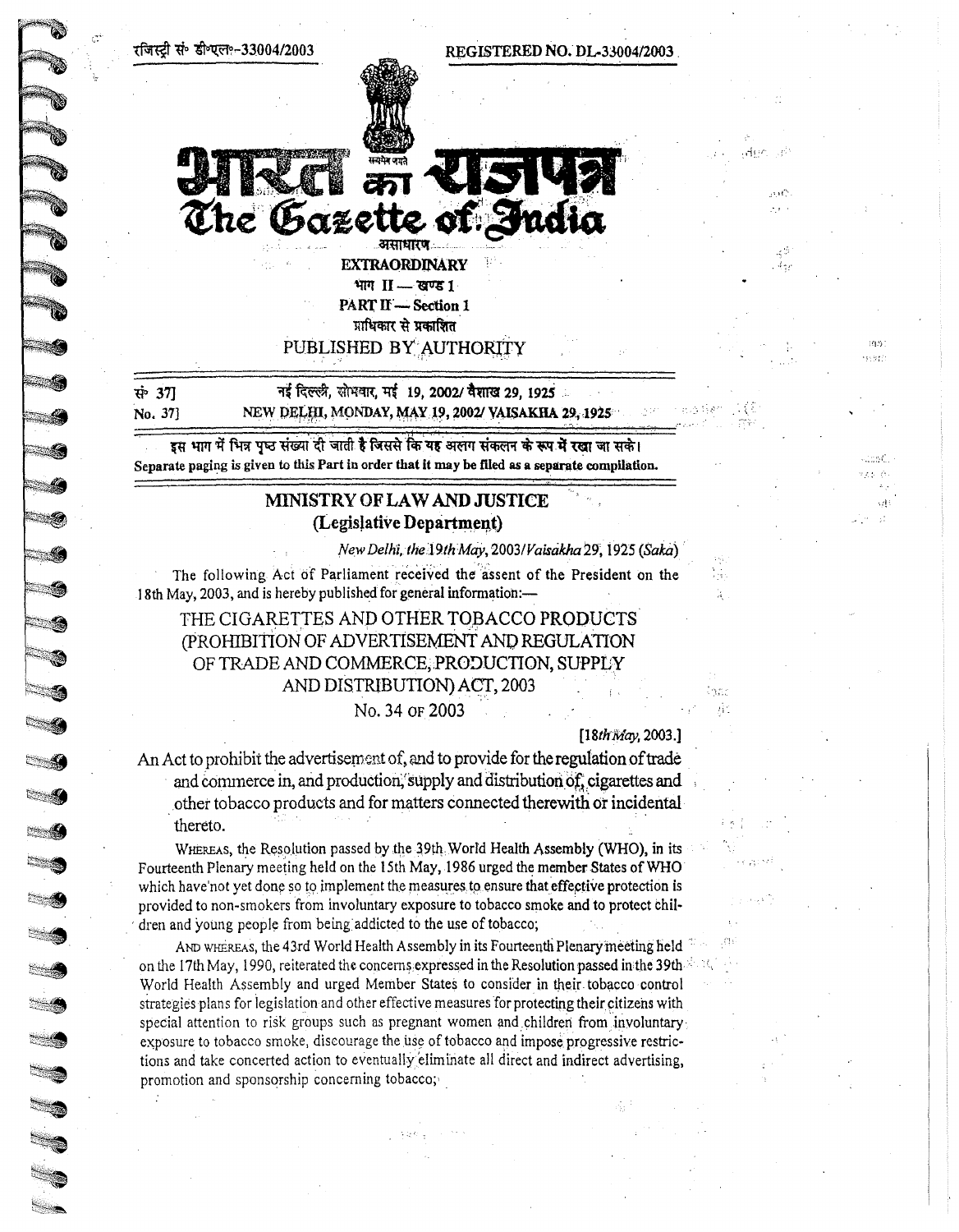रजिस्ट्री सं° डी॰एल॰-33004/2003 REGISTERED NO. DL-33004/2003

# भारत का राजपत्र
# The Gazette of India

असाधारण

**EXTRAORDINARY**

भाग II — खण्ड 1

**PART II — Section 1**

प्राधिकार से प्रकाशित

PUBLISHED BY AUTHORITY

सं॰ 37] नई दिल्ली, सोमवार, मई 19, 2002/ वैशाख 29, 1925

No. 37] NEW DELHI, MONDAY, MAY 19, 2002/ VAISAKHA 29, 1925

इस भाग में भिन्न पृष्ठ संख्या दी जाती है जिससे कि यह अलग संकलन के रूप में रखा जा सके।

**Separate paging is given to this Part in order that it may be filed as a separate compilation.**

## MINISTRY OF LAW AND JUSTICE
## (Legislative Department)

*New Delhi, the 19th May*, 2003/*Vaisakha* 29, 1925 (*Saka*)

The following Act of Parliament received the assent of the President on the 18th May, 2003, and is hereby published for general information:—

## THE CIGARETTES AND OTHER TOBACCO PRODUCTS (PROHIBITION OF ADVERTISEMENT AND REGULATION OF TRADE AND COMMERCE, PRODUCTION, SUPPLY AND DISTRIBUTION) ACT, 2003

No. 34 OF 2003

[18*th May*, 2003.]

An Act to prohibit the advertisement of, and to provide for the regulation of trade and commerce in, and production, supply and distribution of, cigarettes and other tobacco products and for matters connected therewith or incidental thereto.

WHEREAS, the Resolution passed by the 39th World Health Assembly (WHO), in its Fourteenth Plenary meeting held on the 15th May, 1986 urged the member States of WHO which have not yet done so to implement the measures to ensure that effective protection is provided to non-smokers from involuntary exposure to tobacco smoke and to protect children and young people from being addicted to the use of tobacco;

AND WHEREAS, the 43rd World Health Assembly in its Fourteenth Plenary meeting held on the 17th May, 1990, reiterated the concerns expressed in the Resolution passed in the 39th World Health Assembly and urged Member States to consider in their tobacco control strategies plans for legislation and other effective measures for protecting their citizens with special attention to risk groups such as pregnant women and children from involuntary exposure to tobacco smoke, discourage the use of tobacco and impose progressive restrictions and take concerted action to eventually eliminate all direct and indirect advertising, promotion and sponsorship concerning tobacco;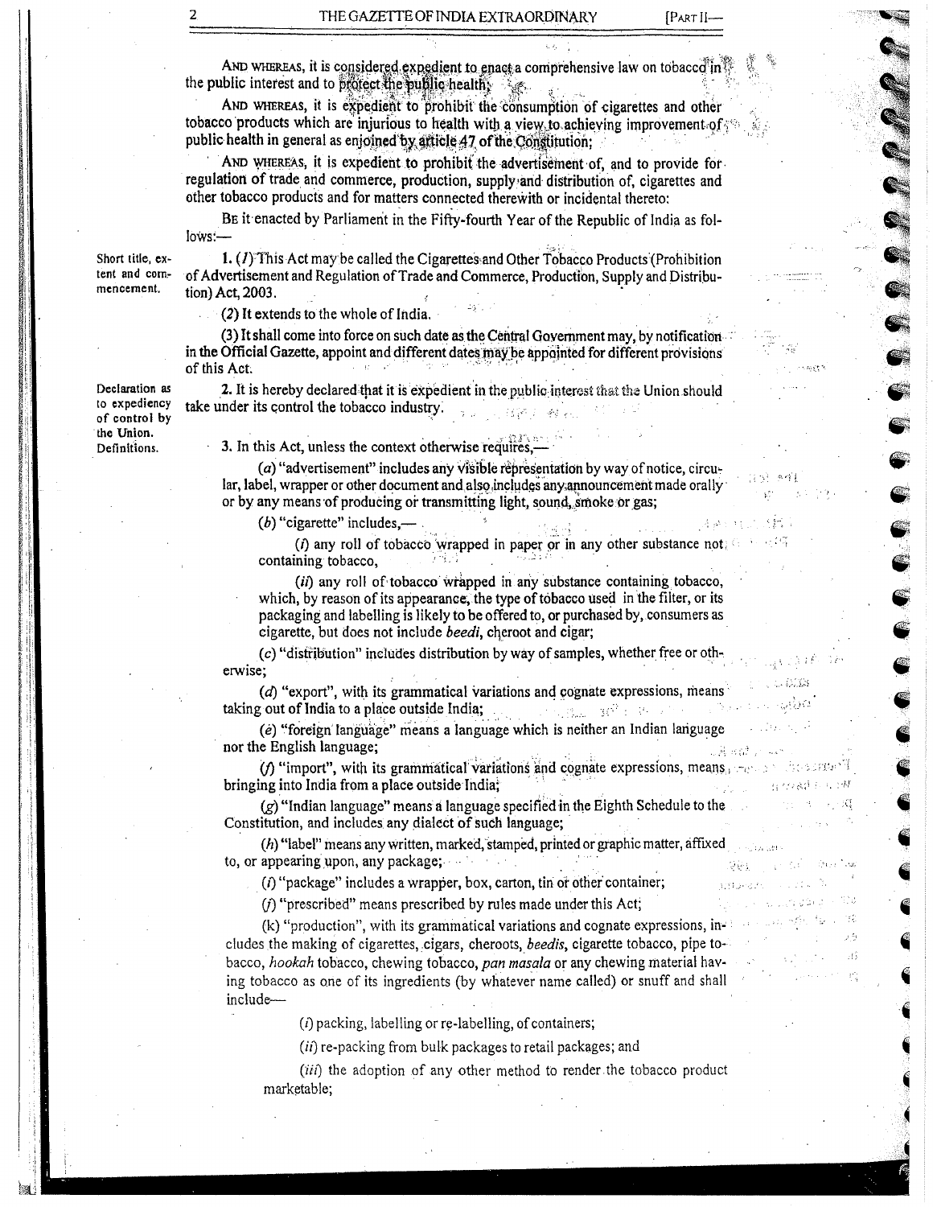AND WHEREAS, it is considered expedient to enact a comprehensive law on tobacco in the public interest and to protect the public health;

AND WHEREAS, it is expedient to prohibit the consumption of cigarettes and other tobacco products which are injurious to health with a view to achieving improvement of public health in general as enjoined by article 47 of the Constitution;

AND WHEREAS, it is expedient to prohibit the advertisement of, and to provide for regulation of trade and commerce, production, supply and distribution of, cigarettes and other tobacco products and for matters connected therewith or incidental thereto:

BE it enacted by Parliament in the Fifty-fourth Year of the Republic of India as follows:—

Short title, extent and commencement.

**1.** (*1*) This Act may be called the Cigarettes and Other Tobacco Products (Prohibition of Advertisement and Regulation of Trade and Commerce, Production, Supply and Distribution) Act, 2003.

(*2*) It extends to the whole of India.

(*3*) It shall come into force on such date as the Central Government may, by notification in the Official Gazette, appoint and different dates may be appointed for different provisions of this Act.

Declaration as to expediency of control by the Union.

**2.** It is hereby declared that it is expedient in the public interest that the Union should take under its control the tobacco industry.

Definitions.

**3.** In this Act, unless the context otherwise requires,—

(*a*) "advertisement" includes any visible representation by way of notice, circular, label, wrapper or other document and also includes any announcement made orally or by any means of producing or transmitting light, sound, smoke or gas;

(*b*) "cigarette" includes,—

(*i*) any roll of tobacco wrapped in paper or in any other substance not containing tobacco,

(*ii*) any roll of tobacco wrapped in any substance containing tobacco, which, by reason of its appearance, the type of tobacco used in the filter, or its packaging and labelling is likely to be offered to, or purchased by, consumers as cigarette, but does not include *beedi*, cheroot and cigar;

(*c*) "distribution" includes distribution by way of samples, whether free or otherwise;

(*d*) "export", with its grammatical variations and cognate expressions, means taking out of India to a place outside India;

(*e*) "foreign language" means a language which is neither an Indian language nor the English language;

(*f*) "import", with its grammatical variations and cognate expressions, means bringing into India from a place outside India;

(*g*) "Indian language" means a language specified in the Eighth Schedule to the Constitution, and includes any dialect of such language;

(*h*) "label" means any written, marked, stamped, printed or graphic matter, affixed to, or appearing upon, any package;

(*i*) "package" includes a wrapper, box, carton, tin or other container;

(*j*) "prescribed" means prescribed by rules made under this Act;

(k) "production", with its grammatical variations and cognate expressions, includes the making of cigarettes, cigars, cheroots, *beedis*, cigarette tobacco, pipe tobacco, *hookah* tobacco, chewing tobacco, *pan masala* or any chewing material having tobacco as one of its ingredients (by whatever name called) or snuff and shall include—

(*i*) packing, labelling or re-labelling, of containers;

(*ii*) re-packing from bulk packages to retail packages; and

(*iii*) the adoption of any other method to render the tobacco product marketable;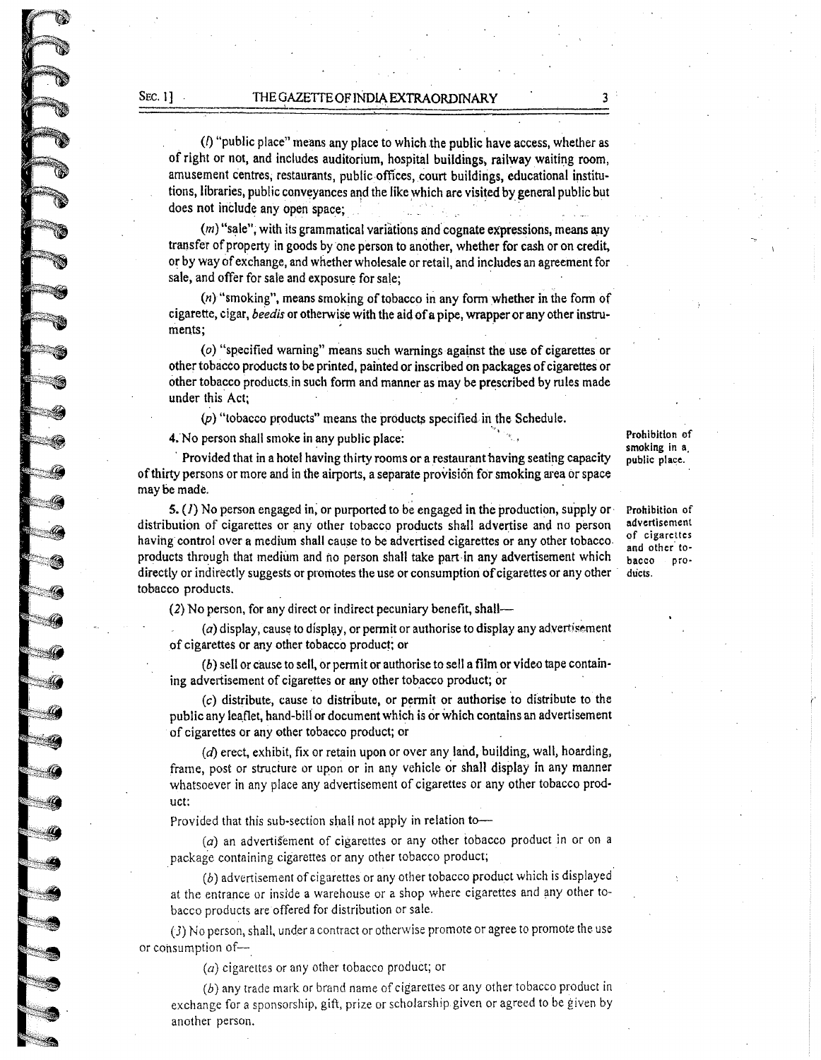(l) "public place" means any place to which the public have access, whether as of right or not, and includes auditorium, hospital buildings, railway waiting room, amusement centres, restaurants, public offices, court buildings, educational institutions, libraries, public conveyances and the like which are visited by general public but does not include any open space;

(m) "sale", with its grammatical variations and cognate expressions, means any transfer of property in goods by one person to another, whether for cash or on credit, or by way of exchange, and whether wholesale or retail, and includes an agreement for sale, and offer for sale and exposure for sale;

(n) "smoking", means smoking of tobacco in any form whether in the form of cigarette, cigar, *beedis* or otherwise with the aid of a pipe, wrapper or any other instruments;

(o) "specified warning" means such warnings against the use of cigarettes or other tobacco products to be printed, painted or inscribed on packages of cigarettes or other tobacco products in such form and manner as may be prescribed by rules made under this Act;

(p) "tobacco products" means the products specified in the Schedule.

**Prohibition of smoking in a public place.**

4. No person shall smoke in any public place:

Provided that in a hotel having thirty rooms or a restaurant having seating capacity of thirty persons or more and in the airports, a separate provision for smoking area or space may be made.

**Prohibition of advertisement of cigarettes and other tobacco products.**

5. (1) No person engaged in, or purported to be engaged in the production, supply or distribution of cigarettes or any other tobacco products shall advertise and no person having control over a medium shall cause to be advertised cigarettes or any other tobacco products through that medium and no person shall take part in any advertisement which directly or indirectly suggests or promotes the use or consumption of cigarettes or any other tobacco products.

(2) No person, for any direct or indirect pecuniary benefit, shall—

(a) display, cause to display, or permit or authorise to display any advertisement of cigarettes or any other tobacco product; or

(b) sell or cause to sell, or permit or authorise to sell a film or video tape containing advertisement of cigarettes or any other tobacco product; or

(c) distribute, cause to distribute, or permit or authorise to distribute to the public any leaflet, hand-bill or document which is or which contains an advertisement of cigarettes or any other tobacco product; or

(d) erect, exhibit, fix or retain upon or over any land, building, wall, hoarding, frame, post or structure or upon or in any vehicle or shall display in any manner whatsoever in any place any advertisement of cigarettes or any other tobacco product:

Provided that this sub-section shall not apply in relation to—

(a) an advertisement of cigarettes or any other tobacco product in or on a package containing cigarettes or any other tobacco product;

(b) advertisement of cigarettes or any other tobacco product which is displayed at the entrance or inside a warehouse or a shop where cigarettes and any other tobacco products are offered for distribution or sale.

(3) No person, shall, under a contract or otherwise promote or agree to promote the use or consumption of—

(a) cigarettes or any other tobacco product; or

(b) any trade mark or brand name of cigarettes or any other tobacco product in exchange for a sponsorship, gift, prize or scholarship given or agreed to be given by another person.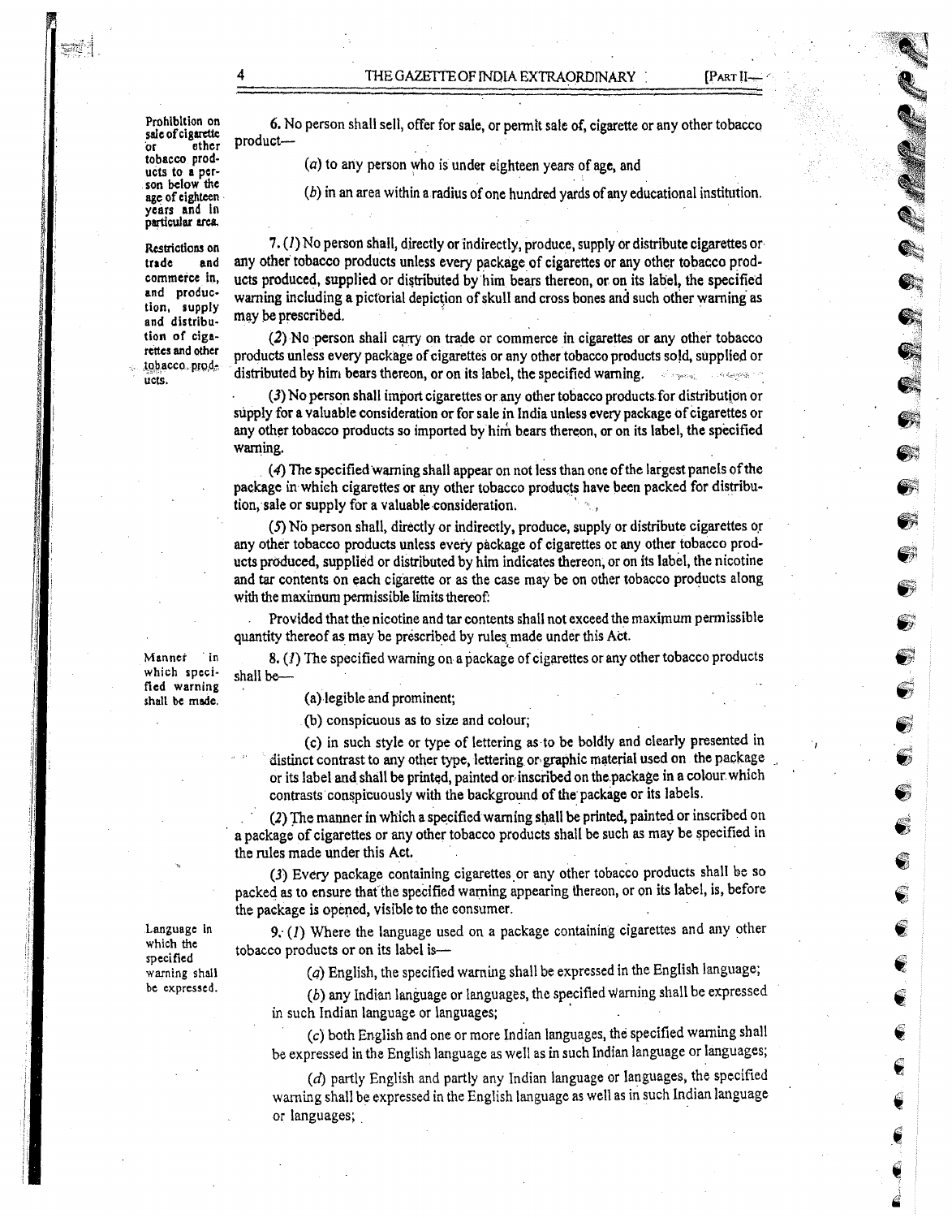**Prohibition on sale of cigarette or other tobacco products to a person below the age of eighteen years and in particular area.**

6. No person shall sell, offer for sale, or permit sale of, cigarette or any other tobacco product—

(*a*) to any person who is under eighteen years of age, and

(*b*) in an area within a radius of one hundred yards of any educational institution.

**Restrictions on trade and commerce in, and production, supply and distribution of cigarettes and other tobacco products.**

7. (*1*) No person shall, directly or indirectly, produce, supply or distribute cigarettes or any other tobacco products unless every package of cigarettes or any other tobacco products produced, supplied or distributed by him bears thereon, or on its label, the specified warning including a pictorial depiction of skull and cross bones and such other warning as may be prescribed.

(*2*) No person shall carry on trade or commerce in cigarettes or any other tobacco products unless every package of cigarettes or any other tobacco products sold, supplied or distributed by him bears thereon, or on its label, the specified warning.

(*3*) No person shall import cigarettes or any other tobacco products for distribution or supply for a valuable consideration or for sale in India unless every package of cigarettes or any other tobacco products so imported by him bears thereon, or on its label, the specified warning.

(*4*) The specified warning shall appear on not less than one of the largest panels of the package in which cigarettes or any other tobacco products have been packed for distribution, sale or supply for a valuable consideration.

(*5*) No person shall, directly or indirectly, produce, supply or distribute cigarettes or any other tobacco products unless every package of cigarettes or any other tobacco products produced, supplied or distributed by him indicates thereon, or on its label, the nicotine and tar contents on each cigarette or as the case may be on other tobacco products along with the maximum permissible limits thereof:

Provided that the nicotine and tar contents shall not exceed the maximum permissible quantity thereof as may be prescribed by rules made under this Act.

**Manner in which specified warning shall be made.**

8. (*1*) The specified warning on a package of cigarettes or any other tobacco products shall be—

(a) legible and prominent;

(b) conspicuous as to size and colour;

(c) in such style or type of lettering as to be boldly and clearly presented in distinct contrast to any other type, lettering or graphic material used on the package or its label and shall be printed, painted or inscribed on the package in a colour which contrasts conspicuously with the background of the package or its labels.

(*2*) The manner in which a specified warning shall be printed, painted or inscribed on a package of cigarettes or any other tobacco products shall be such as may be specified in the rules made under this Act.

(*3*) Every package containing cigarettes or any other tobacco products shall be so packed as to ensure that the specified warning appearing thereon, or on its label, is, before the package is opened, visible to the consumer.

**Language in which the specified warning shall be expressed.**

9. (*1*) Where the language used on a package containing cigarettes and any other tobacco products or on its label is—

(*a*) English, the specified warning shall be expressed in the English language;

(*b*) any Indian language or languages, the specified warning shall be expressed in such Indian language or languages;

(*c*) both English and one or more Indian languages, the specified warning shall be expressed in the English language as well as in such Indian language or languages;

(*d*) partly English and partly any Indian language or languages, the specified warning shall be expressed in the English language as well as in such Indian language or languages;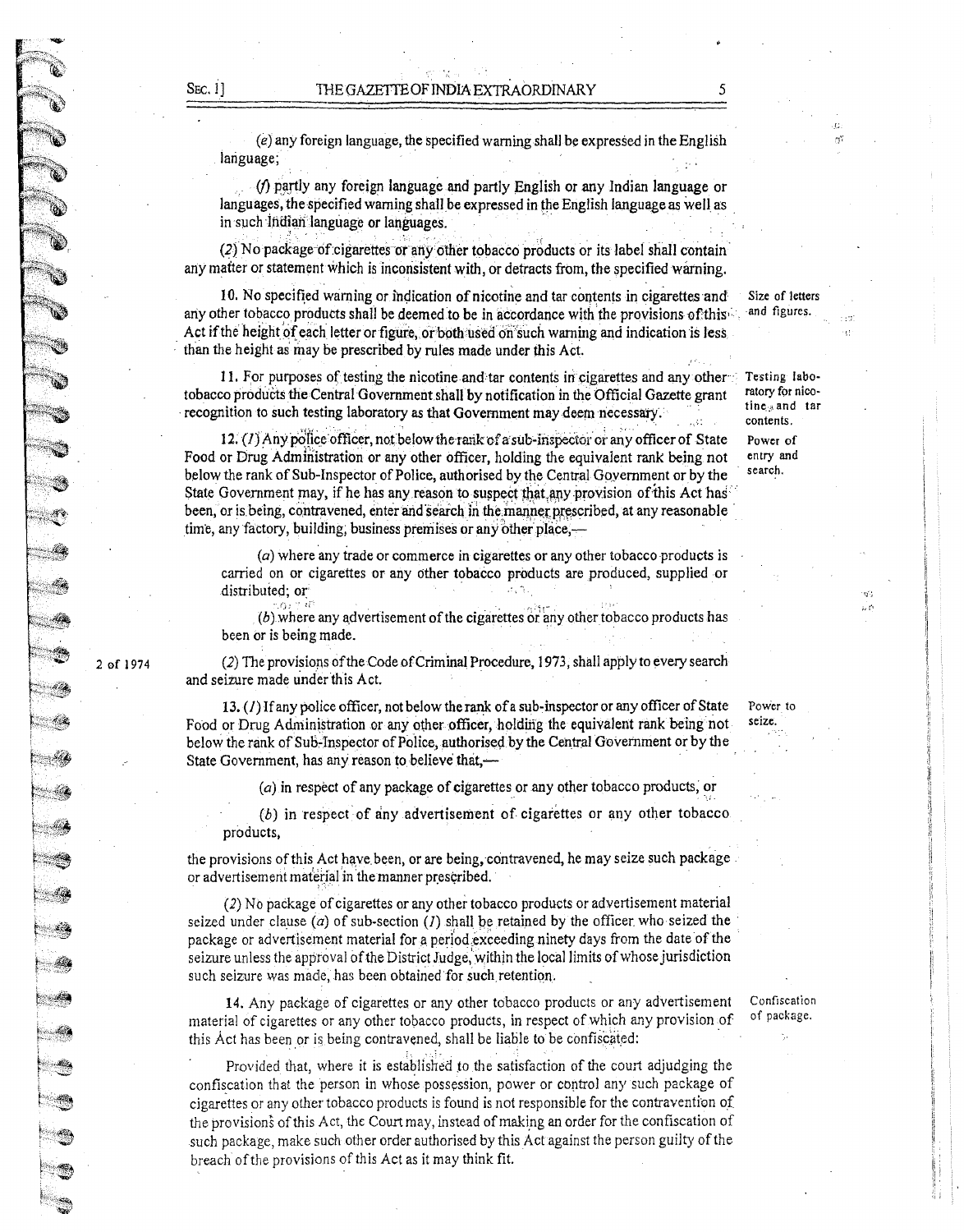(e) any foreign language, the specified warning shall be expressed in the English language;

(f) partly any foreign language and partly English or any Indian language or languages, the specified warning shall be expressed in the English language as well as in such Indian language or languages.

(2) No package of cigarettes or any other tobacco products or its label shall contain any matter or statement which is inconsistent with, or detracts from, the specified warning.

**Size of letters and figures.**

10. No specified warning or indication of nicotine and tar contents in cigarettes and any other tobacco products shall be deemed to be in accordance with the provisions of this Act if the height of each letter or figure, or both used on such warning and indication is less than the height as may be prescribed by rules made under this Act.

**Testing laboratory for nicotine and tar contents.**

11. For purposes of testing the nicotine and tar contents in cigarettes and any other tobacco products the Central Government shall by notification in the Official Gazette grant recognition to such testing laboratory as that Government may deem necessary.

**Power of entry and search.**

12. (1) Any police officer, not below the rank of a sub-inspector or any officer of State Food or Drug Administration or any other officer, holding the equivalent rank being not below the rank of Sub-Inspector of Police, authorised by the Central Government or by the State Government may, if he has any reason to suspect that any provision of this Act has been, or is being, contravened, enter and search in the manner prescribed, at any reasonable time, any factory, building, business premises or any other place,—

(a) where any trade or commerce in cigarettes or any other tobacco products is carried on or cigarettes or any other tobacco products are produced, supplied or distributed; or

(b) where any advertisement of the cigarettes or any other tobacco products has been or is being made.

(2) The provisions of the Code of Criminal Procedure, 1973, shall apply to every search and seizure made under this Act. *(2 of 1974)*

**Power to seize.**

13. (1) If any police officer, not below the rank of a sub-inspector or any officer of State Food or Drug Administration or any other officer, holding the equivalent rank being not below the rank of Sub-Inspector of Police, authorised by the Central Government or by the State Government, has any reason to believe that,—

(a) in respect of any package of cigarettes or any other tobacco products, or

(b) in respect of any advertisement of cigarettes or any other tobacco products,

the provisions of this Act have been, or are being, contravened, he may seize such package or advertisement material in the manner prescribed.

(2) No package of cigarettes or any other tobacco products or advertisement material seized under clause (a) of sub-section (1) shall be retained by the officer who seized the package or advertisement material for a period exceeding ninety days from the date of the seizure unless the approval of the District Judge, within the local limits of whose jurisdiction such seizure was made, has been obtained for such retention.

**Confiscation of package.**

14. Any package of cigarettes or any other tobacco products or any advertisement material of cigarettes or any other tobacco products, in respect of which any provision of this Act has been or is being contravened, shall be liable to be confiscated:

Provided that, where it is established to the satisfaction of the court adjudging the confiscation that the person in whose possession, power or control any such package of cigarettes or any other tobacco products is found is not responsible for the contravention of the provisions of this Act, the Court may, instead of making an order for the confiscation of such package, make such other order authorised by this Act against the person guilty of the breach of the provisions of this Act as it may think fit.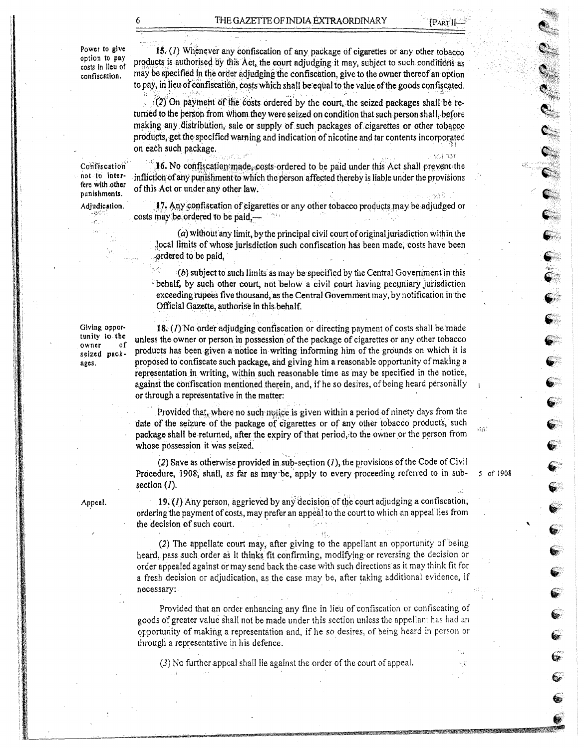**Power to give option to pay costs in lieu of confiscation.**

15. (*1*) Whenever any confiscation of any package of cigarettes or any other tobacco products is authorised by this Act, the court adjudging it may, subject to such conditions as may be specified in the order adjudging the confiscation, give to the owner thereof an option to pay, in lieu of confiscation, costs which shall be equal to the value of the goods confiscated.

(*2*) On payment of the costs ordered by the court, the seized packages shall be returned to the person from whom they were seized on condition that such person shall, before making any distribution, sale or supply of such packages of cigarettes or other tobacco products, get the specified warning and indication of nicotine and tar contents incorporated on each such package.

**Confiscation not to interfere with other punishments.**

16. No confiscation made, costs ordered to be paid under this Act shall prevent the infliction of any punishment to which the person affected thereby is liable under the provisions of this Act or under any other law.

**Adjudication.**

17. Any confiscation of cigarettes or any other tobacco products may be adjudged or costs may be ordered to be paid,—

(*a*) without any limit, by the principal civil court of original jurisdiction within the local limits of whose jurisdiction such confiscation has been made, costs have been ordered to be paid,

(*b*) subject to such limits as may be specified by the Central Government in this behalf, by such other court, not below a civil court having pecuniary jurisdiction exceeding rupees five thousand, as the Central Government may, by notification in the Official Gazette, authorise in this behalf.

**Giving opportunity to the owner of seized packages.**

18. (*1*) No order adjudging confiscation or directing payment of costs shall be made unless the owner or person in possession of the package of cigarettes or any other tobacco products has been given a notice in writing informing him of the grounds on which it is proposed to confiscate such package, and giving him a reasonable opportunity of making a representation in writing, within such reasonable time as may be specified in the notice, against the confiscation mentioned therein, and, if he so desires, of being heard personally or through a representative in the matter:

Provided that, where no such notice is given within a period of ninety days from the date of the seizure of the package of cigarettes or of any other tobacco products, such package shall be returned, after the expiry of that period, to the owner or the person from whose possession it was seized.

(*2*) Save as otherwise provided in sub-section (*1*), the provisions of the Code of Civil Procedure, 1908, shall, as far as may be, apply to every proceeding referred to in sub-section (*1*).

5 of 1908

**Appeal.**

19. (*1*) Any person, aggrieved by any decision of the court adjudging a confiscation, ordering the payment of costs, may prefer an appeal to the court to which an appeal lies from the decision of such court.

(*2*) The appellate court may, after giving to the appellant an opportunity of being heard, pass such order as it thinks fit confirming, modifying or reversing the decision or order appealed against or may send back the case with such directions as it may think fit for a fresh decision or adjudication, as the case may be, after taking additional evidence, if necessary:

Provided that an order enhancing any fine in lieu of confiscation or confiscating of goods of greater value shall not be made under this section unless the appellant has had an opportunity of making a representation and, if he so desires, of being heard in person or through a representative in his defence.

(*3*) No further appeal shall lie against the order of the court of appeal.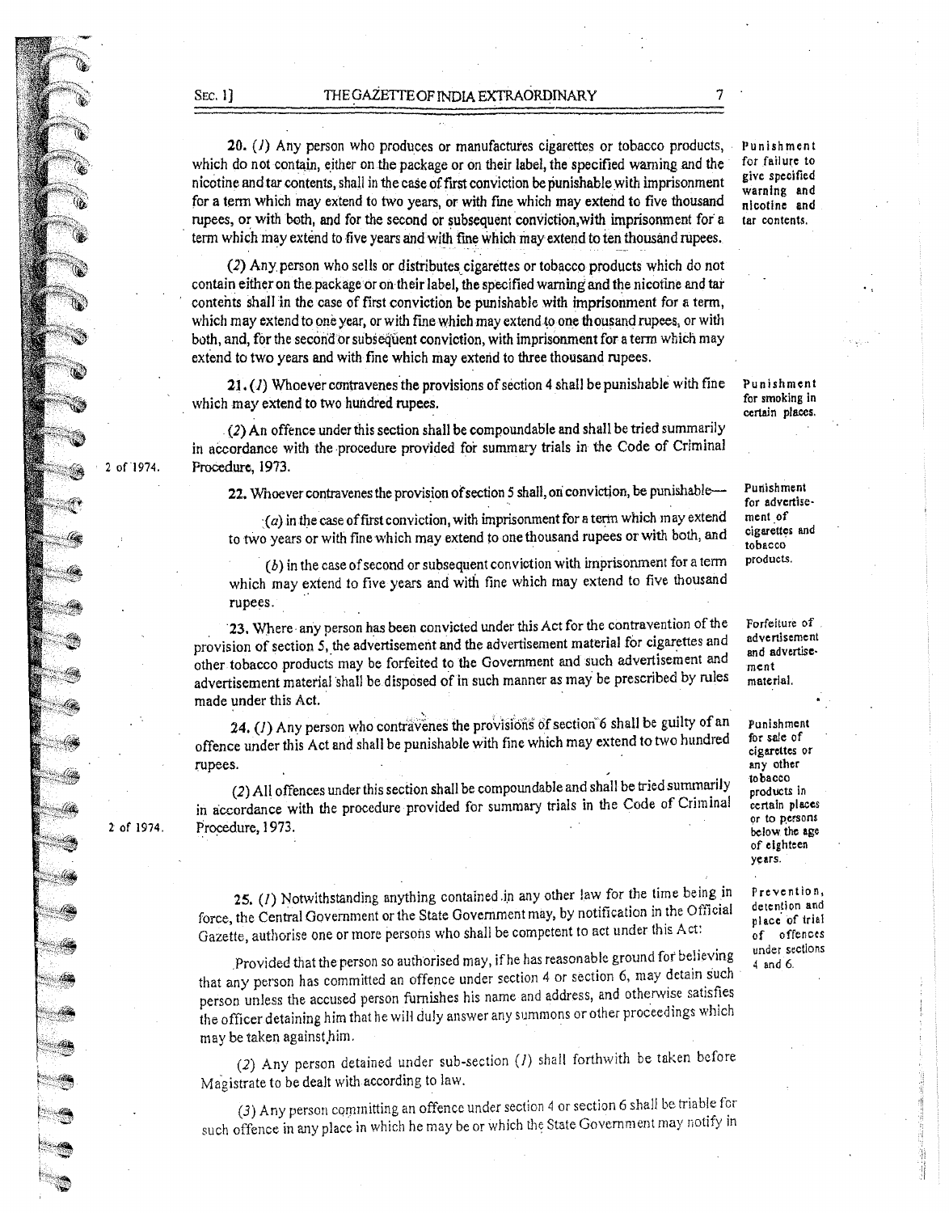20. (*1*) Any person who produces or manufactures cigarettes or tobacco products, which do not contain, either on the package or on their label, the specified warning and the nicotine and tar contents, shall in the case of first conviction be punishable with imprisonment for a term which may extend to two years, or with fine which may extend to five thousand rupees, or with both, and for the second or subsequent conviction, with imprisonment for a term which may extend to five years and with fine which may extend to ten thousand rupees.

*Punishment for failure to give specified warning and nicotine and tar contents.*

(*2*) Any person who sells or distributes cigarettes or tobacco products which do not contain either on the package or on their label, the specified warning and the nicotine and tar contents shall in the case of first conviction be punishable with imprisonment for a term, which may extend to one year, or with fine which may extend to one thousand rupees, or with both, and, for the second or subsequent conviction, with imprisonment for a term which may extend to two years and with fine which may extend to three thousand rupees.

21. (*1*) Whoever contravenes the provisions of section 4 shall be punishable with fine which may extend to two hundred rupees.

*Punishment for smoking in certain places.*

(*2*) An offence under this section shall be compoundable and shall be tried summarily in accordance with the procedure provided for summary trials in the Code of Criminal Procedure, 1973.

*2 of 1974.*

22. Whoever contravenes the provision of section 5 shall, on conviction, be punishable—

*Punishment for advertisement of cigarettes and tobacco products.*

(*a*) in the case of first conviction, with imprisonment for a term which may extend to two years or with fine which may extend to one thousand rupees or with both, and

(*b*) in the case of second or subsequent conviction with imprisonment for a term which may extend to five years and with fine which may extend to five thousand rupees.

23. Where any person has been convicted under this Act for the contravention of the provision of section 5, the advertisement and the advertisement material for cigarettes and other tobacco products may be forfeited to the Government and such advertisement and advertisement material shall be disposed of in such manner as may be prescribed by rules made under this Act.

*Forfeiture of advertisement and advertisement material.*

24. (*1*) Any person who contravenes the provisions of section 6 shall be guilty of an offence under this Act and shall be punishable with fine which may extend to two hundred rupees.

*Punishment for sale of cigarettes or any other tobacco products in certain places or to persons below the age of eighteen years.*

(*2*) All offences under this section shall be compoundable and shall be tried summarily in accordance with the procedure provided for summary trials in the Code of Criminal Procedure, 1973.

*2 of 1974.*

25. (*1*) Notwithstanding anything contained in any other law for the time being in force, the Central Government or the State Government may, by notification in the Official Gazette, authorise one or more persons who shall be competent to act under this Act:

*Prevention, detention and place of trial of offences under sections 4 and 6.*

Provided that the person so authorised may, if he has reasonable ground for believing that any person has committed an offence under section 4 or section 6, may detain such person unless the accused person furnishes his name and address, and otherwise satisfies the officer detaining him that he will duly answer any summons or other proceedings which may be taken against him.

(*2*) Any person detained under sub-section (*1*) shall forthwith be taken before Magistrate to be dealt with according to law.

(*3*) Any person committing an offence under section 4 or section 6 shall be triable for such offence in any place in which he may be or which the State Government may notify in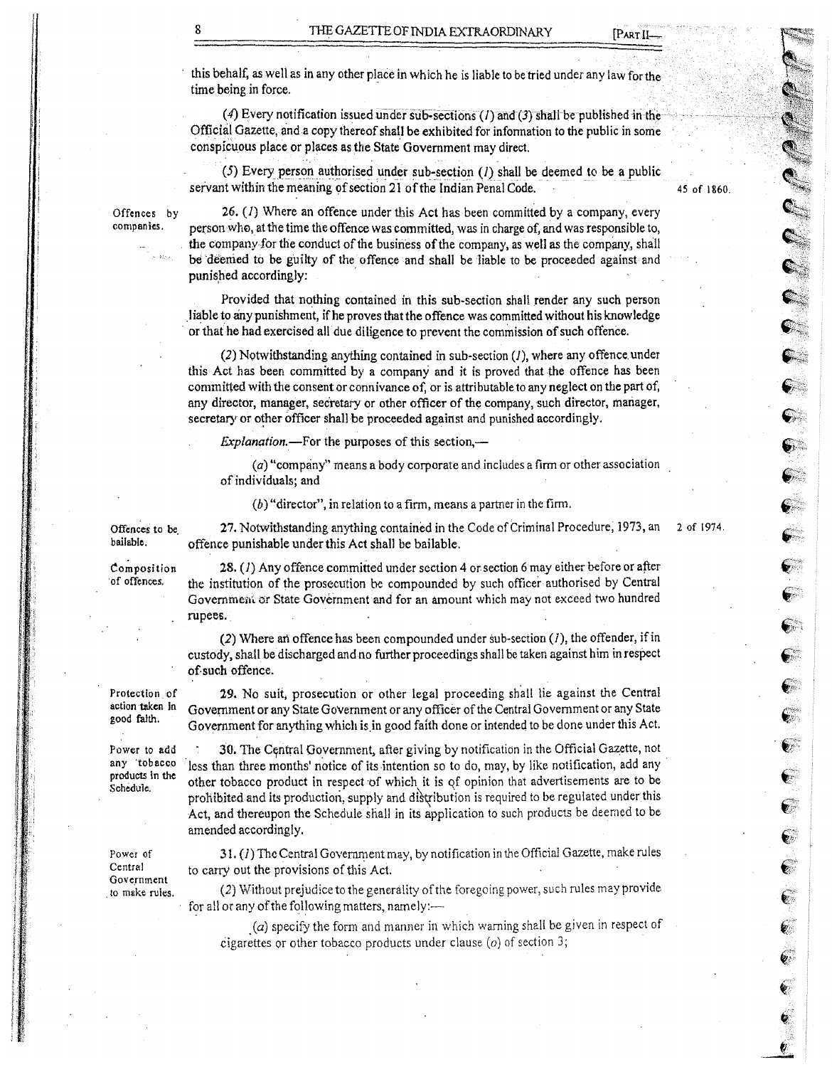this behalf, as well as in any other place in which he is liable to be tried under any law for the time being in force.

(*4*) Every notification issued under sub-sections (*1*) and (*3*) shall be published in the Official Gazette, and a copy thereof shall be exhibited for information to the public in some conspicuous place or places as the State Government may direct.

(*5*) Every person authorised under sub-section (*1*) shall be deemed to be a public servant within the meaning of section 21 of the Indian Penal Code. 45 of 1860.

**Offences by companies.**

26. (*1*) Where an offence under this Act has been committed by a company, every person who, at the time the offence was committed, was in charge of, and was responsible to, the company for the conduct of the business of the company, as well as the company, shall be deemed to be guilty of the offence and shall be liable to be proceeded against and punished accordingly:

Provided that nothing contained in this sub-section shall render any such person liable to any punishment, if he proves that the offence was committed without his knowledge or that he had exercised all due diligence to prevent the commission of such offence.

(*2*) Notwithstanding anything contained in sub-section (*1*), where any offence under this Act has been committed by a company and it is proved that the offence has been committed with the consent or connivance of, or is attributable to any neglect on the part of, any director, manager, secretary or other officer of the company, such director, manager, secretary or other officer shall be proceeded against and punished accordingly.

*Explanation.*—For the purposes of this section,—

(*a*) "company" means a body corporate and includes a firm or other association of individuals; and

(*b*) "director", in relation to a firm, means a partner in the firm.

**Offences to be bailable.**

27. Notwithstanding anything contained in the Code of Criminal Procedure, 1973, an offence punishable under this Act shall be bailable. 2 of 1974.

**Composition of offences.**

28. (*1*) Any offence committed under section 4 or section 6 may either before or after the institution of the prosecution be compounded by such officer authorised by Central Government or State Government and for an amount which may not exceed two hundred rupees.

(*2*) Where an offence has been compounded under sub-section (*1*), the offender, if in custody, shall be discharged and no further proceedings shall be taken against him in respect of such offence.

**Protection of action taken in good faith.**

29. No suit, prosecution or other legal proceeding shall lie against the Central Government or any State Government or any officer of the Central Government or any State Government for anything which is in good faith done or intended to be done under this Act.

**Power to add any tobacco products in the Schedule.**

30. The Central Government, after giving by notification in the Official Gazette, not less than three months' notice of its intention so to do, may, by like notification, add any other tobacco product in respect of which it is of opinion that advertisements are to be prohibited and its production, supply and distribution is required to be regulated under this Act, and thereupon the Schedule shall in its application to such products be deemed to be amended accordingly.

**Power of Central Government to make rules.**

31. (*1*) The Central Government may, by notification in the Official Gazette, make rules to carry out the provisions of this Act.

(*2*) Without prejudice to the generality of the foregoing power, such rules may provide for all or any of the following matters, namely:—

(*a*) specify the form and manner in which warning shall be given in respect of cigarettes or other tobacco products under clause (*o*) of section 3;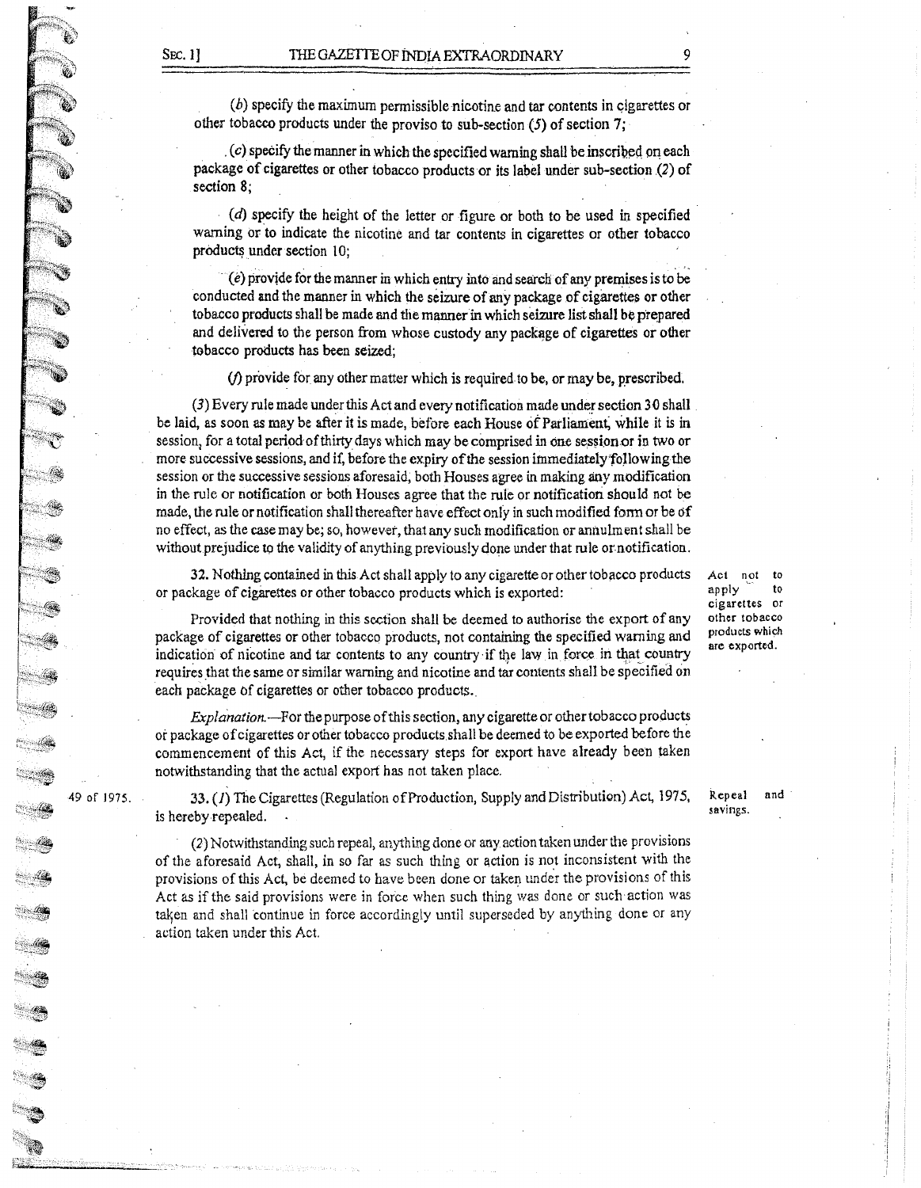(b) specify the maximum permissible nicotine and tar contents in cigarettes or other tobacco products under the proviso to sub-section (5) of section 7;

(c) specify the manner in which the specified warning shall be inscribed on each package of cigarettes or other tobacco products or its label under sub-section (2) of section 8;

(d) specify the height of the letter or figure or both to be used in specified warning or to indicate the nicotine and tar contents in cigarettes or other tobacco products under section 10;

(e) provide for the manner in which entry into and search of any premises is to be conducted and the manner in which the seizure of any package of cigarettes or other tobacco products shall be made and the manner in which seizure list shall be prepared and delivered to the person from whose custody any package of cigarettes or other tobacco products has been seized;

(f) provide for any other matter which is required to be, or may be, prescribed.

(3) Every rule made under this Act and every notification made under section 30 shall be laid, as soon as may be after it is made, before each House of Parliament, while it is in session, for a total period of thirty days which may be comprised in one session or in two or more successive sessions, and if, before the expiry of the session immediately following the session or the successive sessions aforesaid, both Houses agree in making any modification in the rule or notification or both Houses agree that the rule or notification should not be made, the rule or notification shall thereafter have effect only in such modified form or be of no effect, as the case may be; so, however, that any such modification or annulment shall be without prejudice to the validity of anything previously done under that rule or notification.

**Act not to apply to cigarettes or other tobacco products which are exported.**

32. Nothing contained in this Act shall apply to any cigarette or other tobacco products or package of cigarettes or other tobacco products which is exported:

Provided that nothing in this section shall be deemed to authorise the export of any package of cigarettes or other tobacco products, not containing the specified warning and indication of nicotine and tar contents to any country if the law in force in that country requires that the same or similar warning and nicotine and tar contents shall be specified on each package of cigarettes or other tobacco products.

*Explanation.*—For the purpose of this section, any cigarette or other tobacco products or package of cigarettes or other tobacco products shall be deemed to be exported before the commencement of this Act, if the necessary steps for export have already been taken notwithstanding that the actual export has not taken place.

**Repeal and savings.**

49 of 1975.

33. (1) The Cigarettes (Regulation of Production, Supply and Distribution) Act, 1975, is hereby repealed.

(2) Notwithstanding such repeal, anything done or any action taken under the provisions of the aforesaid Act, shall, in so far as such thing or action is not inconsistent with the provisions of this Act, be deemed to have been done or taken under the provisions of this Act as if the said provisions were in force when such thing was done or such action was taken and shall continue in force accordingly until superseded by anything done or any action taken under this Act.